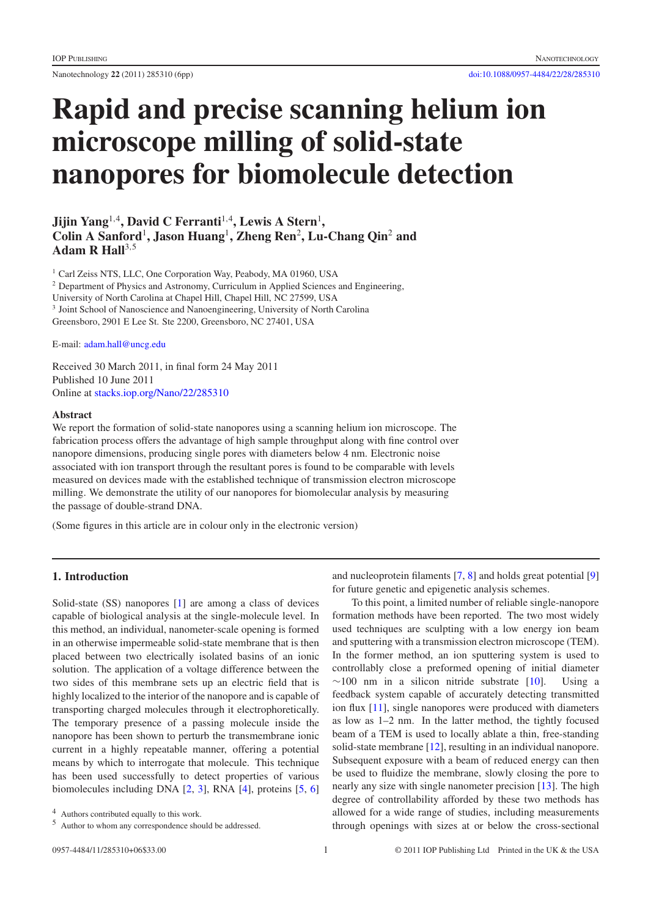# Rapid and precise scanning helium ion microscope milling of solid-state nanopores for biomolecule detection

**Jijin Yang[1,4], David C Ferranti[1,4], Lewis A Stern[1], Colin A Sanford[1], Jason Huang[1], Zheng Ren[2], Lu-Chang Qin[2] and Adam R Hall[3,5]**

[1] Carl Zeiss NTS, LLC, One Corporation Way, Peabody, MA 01960, USA

[2] Department of Physics and Astronomy, Curriculum in Applied Sciences and Engineering, University of North Carolina at Chapel Hill, Chapel Hill, NC 27599, USA

[3] Joint School of Nanoscience and Nanoengineering, University of North Carolina Greensboro, 2901 E Lee St. Ste 2200, Greensboro, NC 27401, USA

E-mail: adam.hall@uncg.edu

Received 30 March 2011, in final form 24 May 2011
Published 10 June 2011
Online at stacks.iop.org/Nano/22/285310

### Abstract

We report the formation of solid-state nanopores using a scanning helium ion microscope. The fabrication process offers the advantage of high sample throughput along with fine control over nanopore dimensions, producing single pores with diameters below 4 nm. Electronic noise associated with ion transport through the resultant pores is found to be comparable with levels measured on devices made with the established technique of transmission electron microscope milling. We demonstrate the utility of our nanopores for biomolecular analysis by measuring the passage of double-strand DNA.

(Some figures in this article are in colour only in the electronic version)

## 1. Introduction

Solid-state (SS) nanopores [1] are among a class of devices capable of biological analysis at the single-molecule level. In this method, an individual, nanometer-scale opening is formed in an otherwise impermeable solid-state membrane that is then placed between two electrically isolated basins of an ionic solution. The application of a voltage difference between the two sides of this membrane sets up an electric field that is highly localized to the interior of the nanopore and is capable of transporting charged molecules through it electrophoretically. The temporary presence of a passing molecule inside the nanopore has been shown to perturb the transmembrane ionic current in a highly repeatable manner, offering a potential means by which to interrogate that molecule. This technique has been used successfully to detect properties of various biomolecules including DNA [2, 3], RNA [4], proteins [5, 6] and nucleoprotein filaments [7, 8] and holds great potential [9] for future genetic and epigenetic analysis schemes.

To this point, a limited number of reliable single-nanopore formation methods have been reported. The two most widely used techniques are sculpting with a low energy ion beam and sputtering with a transmission electron microscope (TEM). In the former method, an ion sputtering system is used to controllably close a preformed opening of initial diameter ~100 nm in a silicon nitride substrate [10]. Using a feedback system capable of accurately detecting transmitted ion flux [11], single nanopores were produced with diameters as low as 1–2 nm. In the latter method, the tightly focused beam of a TEM is used to locally ablate a thin, free-standing solid-state membrane [12], resulting in an individual nanopore. Subsequent exposure with a beam of reduced energy can then be used to fluidize the membrane, slowly closing the pore to nearly any size with single nanometer precision [13]. The high degree of controllability afforded by these two methods has allowed for a wide range of studies, including measurements through openings with sizes at or below the cross-sectional

[4] Authors contributed equally to this work.

[5] Author to whom any correspondence should be addressed.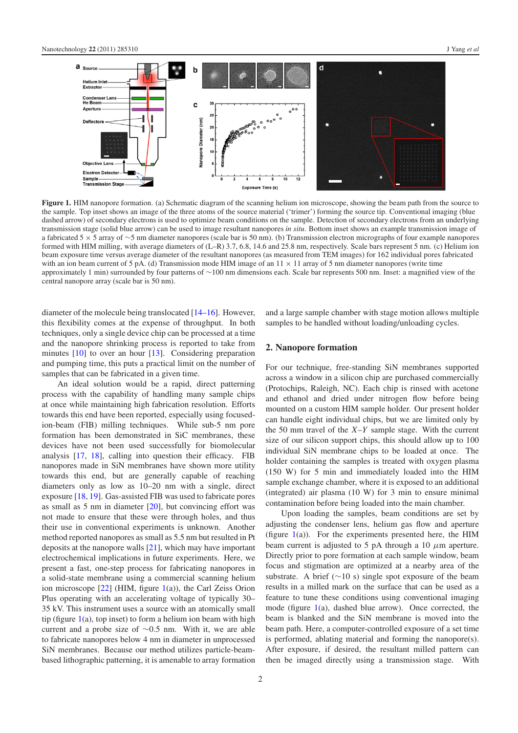a Source

Helium Inlet

Extractor

Condenser Lens

He Beam

Aperture

Deflectors

Objective Lens

Electron Detector

Sample

Transmission Stage

b

c

Nanopore Diameter (nm)

Exposure Time (s)

d

**Figure 1.** HIM nanopore formation. (a) Schematic diagram of the scanning helium ion microscope, showing the beam path from the source to the sample. Top inset shows an image of the three atoms of the source material ('trimer') forming the source tip. Conventional imaging (blue dashed arrow) of secondary electrons is used to optimize beam conditions on the sample. Detection of secondary electrons from an underlying transmission stage (solid blue arrow) can be used to image resultant nanopores *in situ*. Bottom inset shows an example transmission image of a fabricated 5 × 5 array of ∼5 nm diameter nanopores (scale bar is 50 nm). (b) Transmission electron micrographs of four example nanopores formed with HIM milling, with average diameters of (L–R) 3.7, 6.8, 14.6 and 25.8 nm, respectively. Scale bars represent 5 nm. (c) Helium ion beam exposure time versus average diameter of the resultant nanopores (as measured from TEM images) for 162 individual pores fabricated with an ion beam current of 5 pA. (d) Transmission mode HIM image of an 11 × 11 array of 5 nm diameter nanopores (write time approximately 1 min) surrounded by four patterns of ∼100 nm dimensions each. Scale bar represents 500 nm. Inset: a magnified view of the central nanopore array (scale bar is 50 nm).

diameter of the molecule being translocated [14–16]. However, this flexibility comes at the expense of throughput. In both techniques, only a single device chip can be processed at a time and the nanopore shrinking process is reported to take from minutes [10] to over an hour [13]. Considering preparation and pumping time, this puts a practical limit on the number of samples that can be fabricated in a given time.

An ideal solution would be a rapid, direct patterning process with the capability of handling many sample chips at once while maintaining high fabrication resolution. Efforts towards this end have been reported, especially using focused-ion-beam (FIB) milling techniques. While sub-5 nm pore formation has been demonstrated in SiC membranes, these devices have not been used successfully for biomolecular analysis [17, 18], calling into question their efficacy. FIB nanopores made in SiN membranes have shown more utility towards this end, but are generally capable of reaching diameters only as low as 10–20 nm with a single, direct exposure [18, 19]. Gas-assisted FIB was used to fabricate pores as small as 5 nm in diameter [20], but convincing effort was not made to ensure that these were through holes, and thus their use in conventional experiments is unknown. Another method reported nanopores as small as 5.5 nm but resulted in Pt deposits at the nanopore walls [21], which may have important electrochemical implications in future experiments. Here, we present a fast, one-step process for fabricating nanopores in a solid-state membrane using a commercial scanning helium ion microscope [22] (HIM, figure 1(a)), the Carl Zeiss Orion Plus operating with an accelerating voltage of typically 30–35 kV. This instrument uses a source with an atomically small tip (figure 1(a), top inset) to form a helium ion beam with high current and a probe size of ∼0.5 nm. With it, we are able to fabricate nanopores below 4 nm in diameter in unprocessed SiN membranes. Because our method utilizes particle-beam-based lithographic patterning, it is amenable to array formation and a large sample chamber with stage motion allows multiple samples to be handled without loading/unloading cycles.

## 2. Nanopore formation

For our technique, free-standing SiN membranes supported across a window in a silicon chip are purchased commercially (Protochips, Raleigh, NC). Each chip is rinsed with acetone and ethanol and dried under nitrogen flow before being mounted on a custom HIM sample holder. Our present holder can handle eight individual chips, but we are limited only by the 50 mm travel of the $X$–$Y$ sample stage. With the current size of our silicon support chips, this should allow up to 100 individual SiN membrane chips to be loaded at once. The holder containing the samples is treated with oxygen plasma (150 W) for 5 min and immediately loaded into the HIM sample exchange chamber, where it is exposed to an additional (integrated) air plasma (10 W) for 3 min to ensure minimal contamination before being loaded into the main chamber.

Upon loading the samples, beam conditions are set by adjusting the condenser lens, helium gas flow and aperture (figure 1(a)). For the experiments presented here, the HIM beam current is adjusted to 5 pA through a 10 $\mu$m aperture. Directly prior to pore formation at each sample window, beam focus and stigmation are optimized at a nearby area of the substrate. A brief (∼10 s) single spot exposure of the beam results in a milled mark on the surface that can be used as a feature to tune these conditions using conventional imaging mode (figure 1(a), dashed blue arrow). Once corrected, the beam is blanked and the SiN membrane is moved into the beam path. Here, a computer-controlled exposure of a set time is performed, ablating material and forming the nanopore(s). After exposure, if desired, the resultant milled pattern can then be imaged directly using a transmission stage. With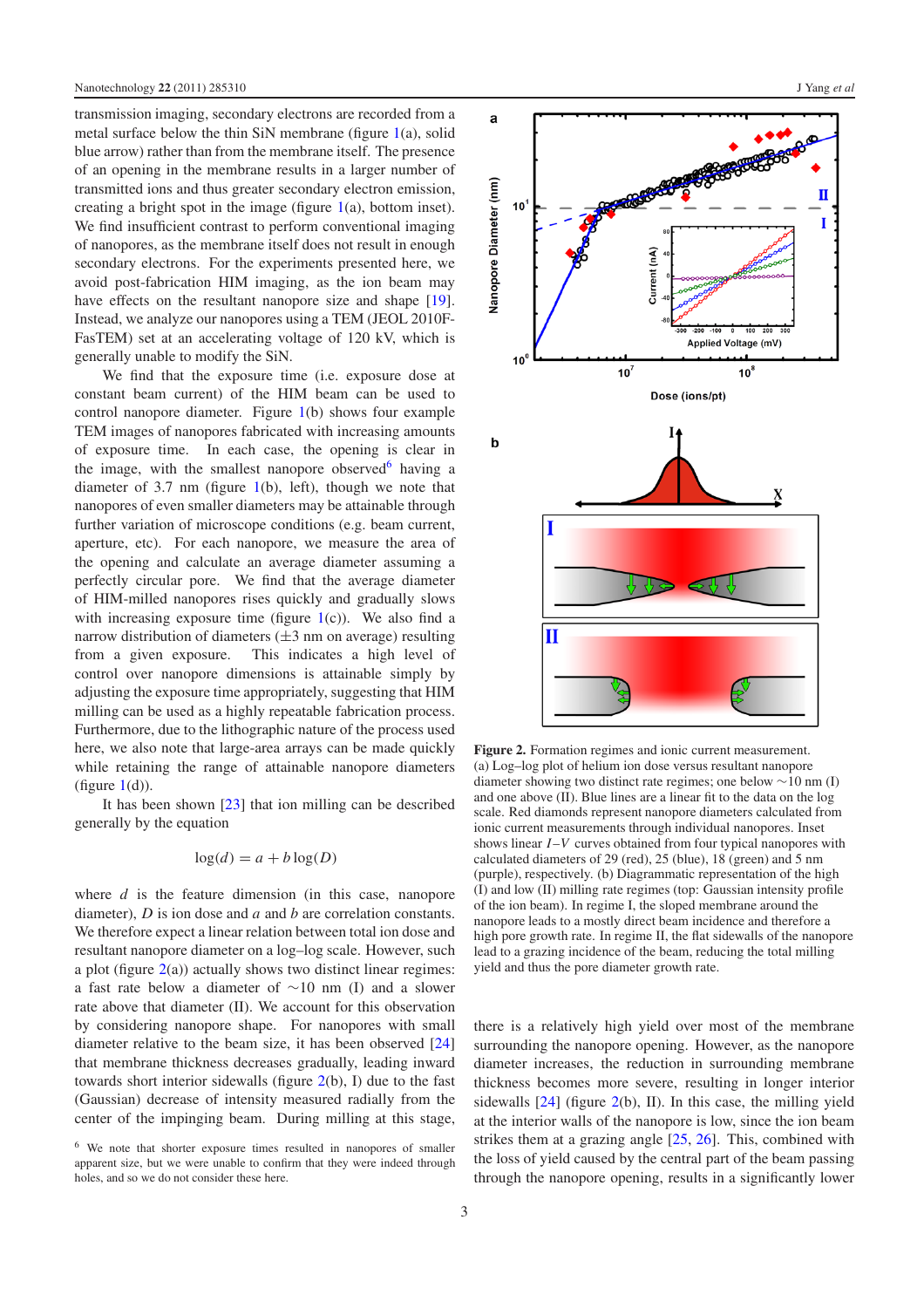transmission imaging, secondary electrons are recorded from a metal surface below the thin SiN membrane (figure 1(a), solid blue arrow) rather than from the membrane itself. The presence of an opening in the membrane results in a larger number of transmitted ions and thus greater secondary electron emission, creating a bright spot in the image (figure 1(a), bottom inset). We find insufficient contrast to perform conventional imaging of nanopores, as the membrane itself does not result in enough secondary electrons. For the experiments presented here, we avoid post-fabrication HIM imaging, as the ion beam may have effects on the resultant nanopore size and shape [19]. Instead, we analyze our nanopores using a TEM (JEOL 2010F-FasTEM) set at an accelerating voltage of 120 kV, which is generally unable to modify the SiN.

We find that the exposure time (i.e. exposure dose at constant beam current) of the HIM beam can be used to control nanopore diameter. Figure 1(b) shows four example TEM images of nanopores fabricated with increasing amounts of exposure time. In each case, the opening is clear in the image, with the smallest nanopore observed[6] having a diameter of 3.7 nm (figure 1(b), left), though we note that nanopores of even smaller diameters may be attainable through further variation of microscope conditions (e.g. beam current, aperture, etc). For each nanopore, we measure the area of the opening and calculate an average diameter assuming a perfectly circular pore. We find that the average diameter of HIM-milled nanopores rises quickly and gradually slows with increasing exposure time (figure 1(c)). We also find a narrow distribution of diameters (±3 nm on average) resulting from a given exposure. This indicates a high level of control over nanopore dimensions is attainable simply by adjusting the exposure time appropriately, suggesting that HIM milling can be used as a highly repeatable fabrication process. Furthermore, due to the lithographic nature of the process used here, we also note that large-area arrays can be made quickly while retaining the range of attainable nanopore diameters (figure 1(d)).

It has been shown [23] that ion milling can be described generally by the equation

$$\log(d) = a + b\log(D)$$

where $d$ is the feature dimension (in this case, nanopore diameter), $D$ is ion dose and $a$ and $b$ are correlation constants. We therefore expect a linear relation between total ion dose and resultant nanopore diameter on a log–log scale. However, such a plot (figure 2(a)) actually shows two distinct linear regimes: a fast rate below a diameter of ~10 nm (I) and a slower rate above that diameter (II). We account for this observation by considering nanopore shape. For nanopores with small diameter relative to the beam size, it has been observed [24] that membrane thickness decreases gradually, leading inward towards short interior sidewalls (figure 2(b), I) due to the fast (Gaussian) decrease of intensity measured radially from the center of the impinging beam. During milling at this stage, there is a relatively high yield over most of the membrane surrounding the nanopore opening. However, as the nanopore diameter increases, the reduction in surrounding membrane thickness becomes more severe, resulting in longer interior sidewalls [24] (figure 2(b), II). In this case, the milling yield at the interior walls of the nanopore is low, since the ion beam strikes them at a grazing angle [25, 26]. This, combined with the loss of yield caused by the central part of the beam passing through the nanopore opening, results in a significantly lower

a

Nanopore Diameter (nm)

$10^1$

$10^0$

$10^7$

$10^8$

Dose (ions/pt)

II

I

Current (nA)

80

40

0

-40

-80

-300 -200 -100 0 100 200 300

Applied Voltage (mV)

b

I

X

I

II

**Figure 2.** Formation regimes and ionic current measurement. (a) Log–log plot of helium ion dose versus resultant nanopore diameter showing two distinct rate regimes; one below ~10 nm (I) and one above (II). Blue lines are a linear fit to the data on the log scale. Red diamonds represent nanopore diameters calculated from ionic current measurements through individual nanopores. Inset shows linear $I$–$V$ curves obtained from four typical nanopores with calculated diameters of 29 (red), 25 (blue), 18 (green) and 5 nm (purple), respectively. (b) Diagrammatic representation of the high (I) and low (II) milling rate regimes (top: Gaussian intensity profile of the ion beam). In regime I, the sloped membrane around the nanopore leads to a mostly direct beam incidence and therefore a high pore growth rate. In regime II, the flat sidewalls of the nanopore lead to a grazing incidence of the beam, reducing the total milling yield and thus the pore diameter growth rate.

[6] We note that shorter exposure times resulted in nanopores of smaller apparent size, but we were unable to confirm that they were indeed through holes, and so we do not consider these here.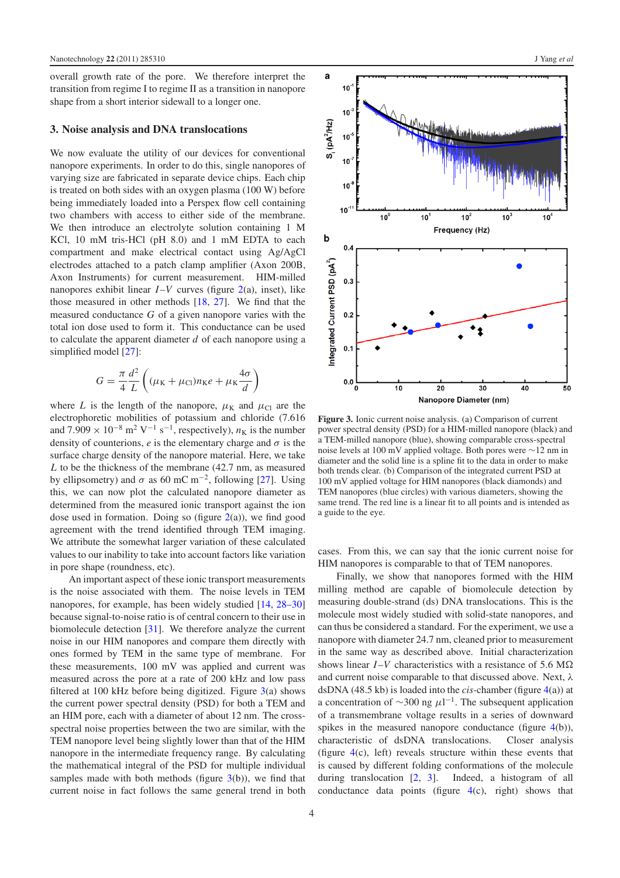overall growth rate of the pore. We therefore interpret the transition from regime I to regime II as a transition in nanopore shape from a short interior sidewall to a longer one.

## 3. Noise analysis and DNA translocations

We now evaluate the utility of our devices for conventional nanopore experiments. In order to do this, single nanopores of varying size are fabricated in separate device chips. Each chip is treated on both sides with an oxygen plasma (100 W) before being immediately loaded into a Perspex flow cell containing two chambers with access to either side of the membrane. We then introduce an electrolyte solution containing 1 M KCl, 10 mM tris-HCl (pH 8.0) and 1 mM EDTA to each compartment and make electrical contact using Ag/AgCl electrodes attached to a patch clamp amplifier (Axon 200B, Axon Instruments) for current measurement. HIM-milled nanopores exhibit linear $I$–$V$ curves (figure 2(a), inset), like those measured in other methods [18, 27]. We find that the measured conductance $G$ of a given nanopore varies with the total ion dose used to form it. This conductance can be used to calculate the apparent diameter $d$ of each nanopore using a simplified model [27]:

$$G = \frac{\pi}{4}\frac{d^2}{L}\left((\mu_{\mathrm{K}} + \mu_{\mathrm{Cl}})n_{\mathrm{K}}e + \mu_{\mathrm{K}}\frac{4\sigma}{d}\right)$$

where $L$ is the length of the nanopore, $\mu_{\mathrm{K}}$ and $\mu_{\mathrm{Cl}}$ are the electrophoretic mobilities of potassium and chloride (7.616 and $7.909 \times 10^{-8}$ m$^2$ V$^{-1}$ s$^{-1}$, respectively), $n_{\mathrm{K}}$ is the number density of counterions, $e$ is the elementary charge and $\sigma$ is the surface charge density of the nanopore material. Here, we take $L$ to be the thickness of the membrane (42.7 nm, as measured by ellipsometry) and $\sigma$ as 60 mC m$^{-2}$, following [27]. Using this, we can now plot the calculated nanopore diameter as determined from the measured ionic transport against the ion dose used in formation. Doing so (figure 2(a)), we find good agreement with the trend identified through TEM imaging. We attribute the somewhat larger variation of these calculated values to our inability to take into account factors like variation in pore shape (roundness, etc).

An important aspect of these ionic transport measurements is the noise associated with them. The noise levels in TEM nanopores, for example, has been widely studied [14, 28–30] because signal-to-noise ratio is of central concern to their use in biomolecule detection [31]. We therefore analyze the current noise in our HIM nanopores and compare them directly with ones formed by TEM in the same type of membrane. For these measurements, 100 mV was applied and current was measured across the pore at a rate of 200 kHz and low pass filtered at 100 kHz before being digitized. Figure 3(a) shows the current power spectral density (PSD) for both a TEM and an HIM pore, each with a diameter of about 12 nm. The cross-spectral noise properties between the two are similar, with the TEM nanopore level being slightly lower than that of the HIM nanopore in the intermediate frequency range. By calculating the mathematical integral of the PSD for multiple individual samples made with both methods (figure 3(b)), we find that current noise in fact follows the same general trend in both cases. From this, we can say that the ionic current noise for HIM nanopores is comparable to that of TEM nanopores.

a

$10^{-1}$
$10^{-3}$
$10^{-5}$
$10^{-7}$
$10^{-9}$
$10^{-11}$

$S_I$ (pA$^2$/Hz)

$10^0$ $10^1$ $10^2$ $10^3$ $10^4$

Frequency (Hz)

b

0.4
0.3
0.2
0.1
0.0

Integrated Current PSD (pA$^2$)

0 10 20 30 40 50

Nanopore Diameter (nm)

**Figure 3.** Ionic current noise analysis. (a) Comparison of current power spectral density (PSD) for a HIM-milled nanopore (black) and a TEM-milled nanopore (blue), showing comparable cross-spectral noise levels at 100 mV applied voltage. Both pores were ~12 nm in diameter and the solid line is a spline fit to the data in order to make both trends clear. (b) Comparison of the integrated current PSD at 100 mV applied voltage for HIM nanopores (black diamonds) and TEM nanopores (blue circles) with various diameters, showing the same trend. The red line is a linear fit to all points and is intended as a guide to the eye.

Finally, we show that nanopores formed with the HIM milling method are capable of biomolecule detection by measuring double-strand (ds) DNA translocations. This is the molecule most widely studied with solid-state nanopores, and can thus be considered a standard. For the experiment, we use a nanopore with diameter 24.7 nm, cleaned prior to measurement in the same way as described above. Initial characterization shows linear $I$–$V$ characteristics with a resistance of 5.6 MΩ and current noise comparable to that discussed above. Next, $\lambda$ dsDNA (48.5 kb) is loaded into the *cis*-chamber (figure 4(a)) at a concentration of ~300 ng $\mu$l$^{-1}$. The subsequent application of a transmembrane voltage results in a series of downward spikes in the measured nanopore conductance (figure 4(b)), characteristic of dsDNA translocations. Closer analysis (figure 4(c), left) reveals structure within these events that is caused by different folding conformations of the molecule during translocation [2, 3]. Indeed, a histogram of all conductance data points (figure 4(c), right) shows that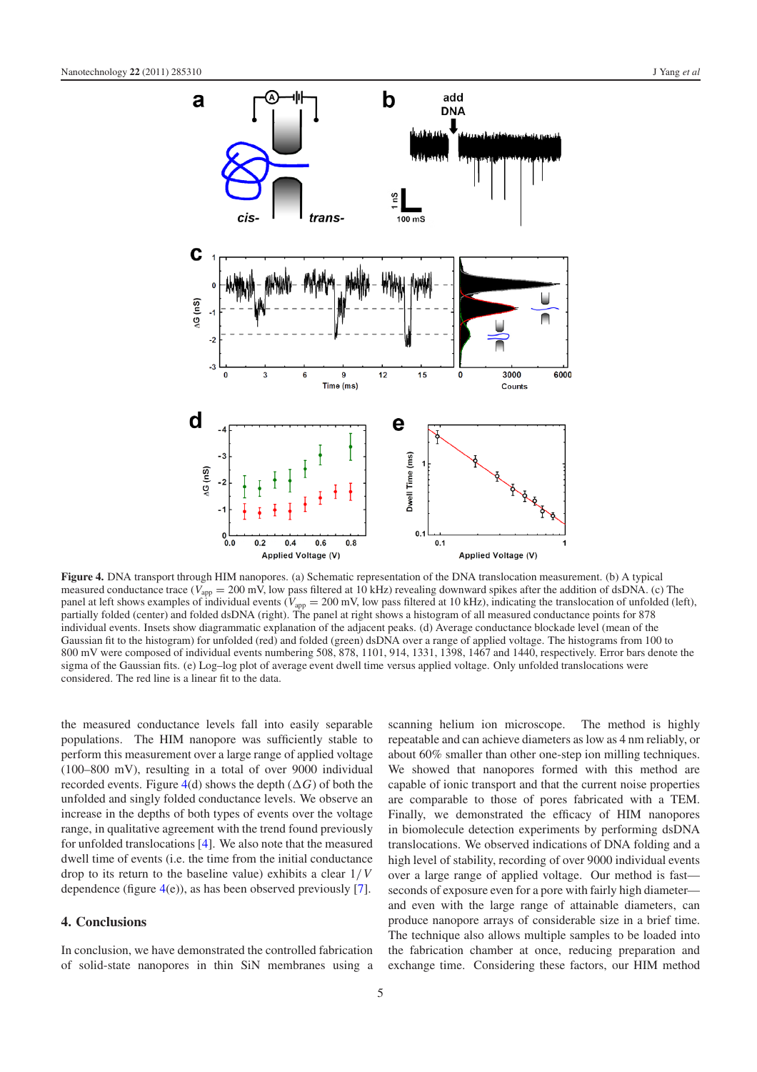a

cis-

trans-

b

add
DNA

1 nS

100 mS

c

ΔG (nS)

1
0
-1
-2
-3

0 3 6 9 12 15

Time (ms)

0 3000 6000

Counts

d

ΔG (nS)

-4
-3
-2
-1
0

0.0 0.2 0.4 0.6 0.8

Applied Voltage (V)

e

Dwell Time (ms)

1
0.1

0.1 1

Applied Voltage (V)

**Figure 4.** DNA transport through HIM nanopores. (a) Schematic representation of the DNA translocation measurement. (b) A typical measured conductance trace ($V_{app}$ = 200 mV, low pass filtered at 10 kHz) revealing downward spikes after the addition of dsDNA. (c) The panel at left shows examples of individual events ($V_{app}$ = 200 mV, low pass filtered at 10 kHz), indicating the translocation of unfolded (left), partially folded (center) and folded dsDNA (right). The panel at right shows a histogram of all measured conductance points for 878 individual events. Insets show diagrammatic explanation of the adjacent peaks. (d) Average conductance blockade level (mean of the Gaussian fit to the histogram) for unfolded (red) and folded (green) dsDNA over a range of applied voltage. The histograms from 100 to 800 mV were composed of individual events numbering 508, 878, 1101, 914, 1331, 1398, 1467 and 1440, respectively. Error bars denote the sigma of the Gaussian fits. (e) Log–log plot of average event dwell time versus applied voltage. Only unfolded translocations were considered. The red line is a linear fit to the data.

the measured conductance levels fall into easily separable populations. The HIM nanopore was sufficiently stable to perform this measurement over a large range of applied voltage (100–800 mV), resulting in a total of over 9000 individual recorded events. Figure 4(d) shows the depth ($\Delta G$) of both the unfolded and singly folded conductance levels. We observe an increase in the depths of both types of events over the voltage range, in qualitative agreement with the trend found previously for unfolded translocations [4]. We also note that the measured dwell time of events (i.e. the time from the initial conductance drop to its return to the baseline value) exhibits a clear $1/V$ dependence (figure 4(e)), as has been observed previously [7].

## 4. Conclusions

In conclusion, we have demonstrated the controlled fabrication of solid-state nanopores in thin SiN membranes using a scanning helium ion microscope. The method is highly repeatable and can achieve diameters as low as 4 nm reliably, or about 60% smaller than other one-step ion milling techniques. We showed that nanopores formed with this method are capable of ionic transport and that the current noise properties are comparable to those of pores fabricated with a TEM. Finally, we demonstrated the efficacy of HIM nanopores in biomolecule detection experiments by performing dsDNA translocations. We observed indications of DNA folding and a high level of stability, recording of over 9000 individual events over a large range of applied voltage. Our method is fast—seconds of exposure even for a pore with fairly high diameter—and even with the large range of attainable diameters, can produce nanopore arrays of considerable size in a brief time. The technique also allows multiple samples to be loaded into the fabrication chamber at once, reducing preparation and exchange time. Considering these factors, our HIM method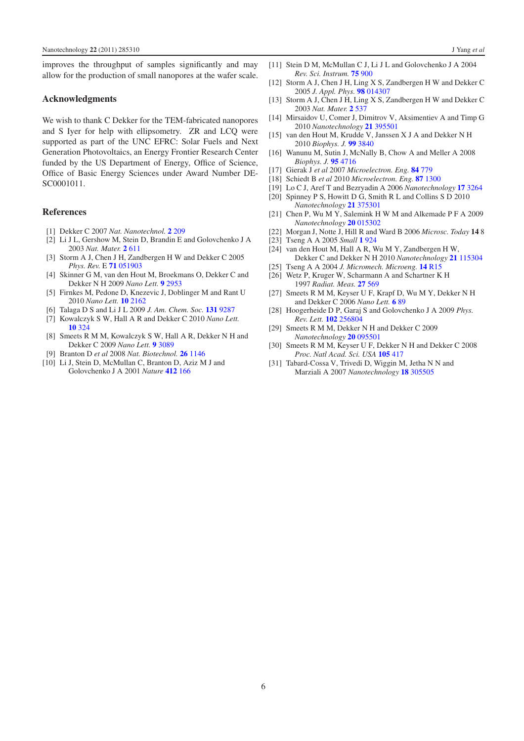improves the throughput of samples significantly and may allow for the production of small nanopores at the wafer scale.

## Acknowledgments

We wish to thank C Dekker for the TEM-fabricated nanopores and S Iyer for help with ellipsometry. ZR and LCQ were supported as part of the UNC EFRC: Solar Fuels and Next Generation Photovoltaics, an Energy Frontier Research Center funded by the US Department of Energy, Office of Science, Office of Basic Energy Sciences under Award Number DE-SC0001011.

## References

[1] Dekker C 2007 *Nat. Nanotechnol.* **2** 209

[2] Li J L, Gershow M, Stein D, Brandin E and Golovchenko J A 2003 *Nat. Mater.* **2** 611

[3] Storm A J, Chen J H, Zandbergen H W and Dekker C 2005 *Phys. Rev.* E **71** 051903

[4] Skinner G M, van den Hout M, Broekmans O, Dekker C and Dekker N H 2009 *Nano Lett.* **9** 2953

[5] Firnkes M, Pedone D, Knezevic J, Doblinger M and Rant U 2010 *Nano Lett.* **10** 2162

[6] Talaga D S and Li J L 2009 *J. Am. Chem. Soc.* **131** 9287

[7] Kowalczyk S W, Hall A R and Dekker C 2010 *Nano Lett.* **10** 324

[8] Smeets R M M, Kowalczyk S W, Hall A R, Dekker N H and Dekker C 2009 *Nano Lett.* **9** 3089

[9] Branton D *et al* 2008 *Nat. Biotechnol.* **26** 1146

[10] Li J, Stein D, McMullan C, Branton D, Aziz M J and Golovchenko J A 2001 *Nature* **412** 166

[11] Stein D M, McMullan C J, Li J L and Golovchenko J A 2004 *Rev. Sci. Instrum.* **75** 900

[12] Storm A J, Chen J H, Ling X S, Zandbergen H W and Dekker C 2005 *J. Appl. Phys.* **98** 014307

[13] Storm A J, Chen J H, Ling X S, Zandbergen H W and Dekker C 2003 *Nat. Mater.* **2** 537

[14] Mirsaidov U, Comer J, Dimitrov V, Aksimentiev A and Timp G 2010 *Nanotechnology* **21** 395501

[15] van den Hout M, Krudde V, Janssen X J A and Dekker N H 2010 *Biophys. J.* **99** 3840

[16] Wanunu M, Sutin J, McNally B, Chow A and Meller A 2008 *Biophys. J.* **95** 4716

[17] Gierak J *et al* 2007 *Microelectron. Eng.* **84** 779

[18] Schiedt B *et al* 2010 *Microelectron. Eng.* **87** 1300

[19] Lo C J, Aref T and Bezryadin A 2006 *Nanotechnology* **17** 3264

[20] Spinney P S, Howitt D G, Smith R L and Collins S D 2010 *Nanotechnology* **21** 375301

[21] Chen P, Wu M Y, Salemink H W M and Alkemade P F A 2009 *Nanotechnology* **20** 015302

[22] Morgan J, Notte J, Hill R and Ward B 2006 *Microsc. Today* **14** 8

[23] Tseng A A 2005 *Small* **1** 924

[24] van den Hout M, Hall A R, Wu M Y, Zandbergen H W, Dekker C and Dekker N H 2010 *Nanotechnology* **21** 115304

[25] Tseng A A 2004 *J. Micromech. Microeng.* **14** R15

[26] Wetz P, Kruger W, Scharmann A and Schartner K H 1997 *Radiat. Meas.* **27** 569

[27] Smeets R M M, Keyser U F, Krapf D, Wu M Y, Dekker N H and Dekker C 2006 *Nano Lett.* **6** 89

[28] Hoogerheide D P, Garaj S and Golovchenko J A 2009 *Phys. Rev. Lett.* **102** 256804

[29] Smeets R M M, Dekker N H and Dekker C 2009 *Nanotechnology* **20** 095501

[30] Smeets R M M, Keyser U F, Dekker N H and Dekker C 2008 *Proc. Natl Acad. Sci. USA* **105** 417

[31] Tabard-Cossa V, Trivedi D, Wiggin M, Jetha N N and Marziali A 2007 *Nanotechnology* **18** 305505